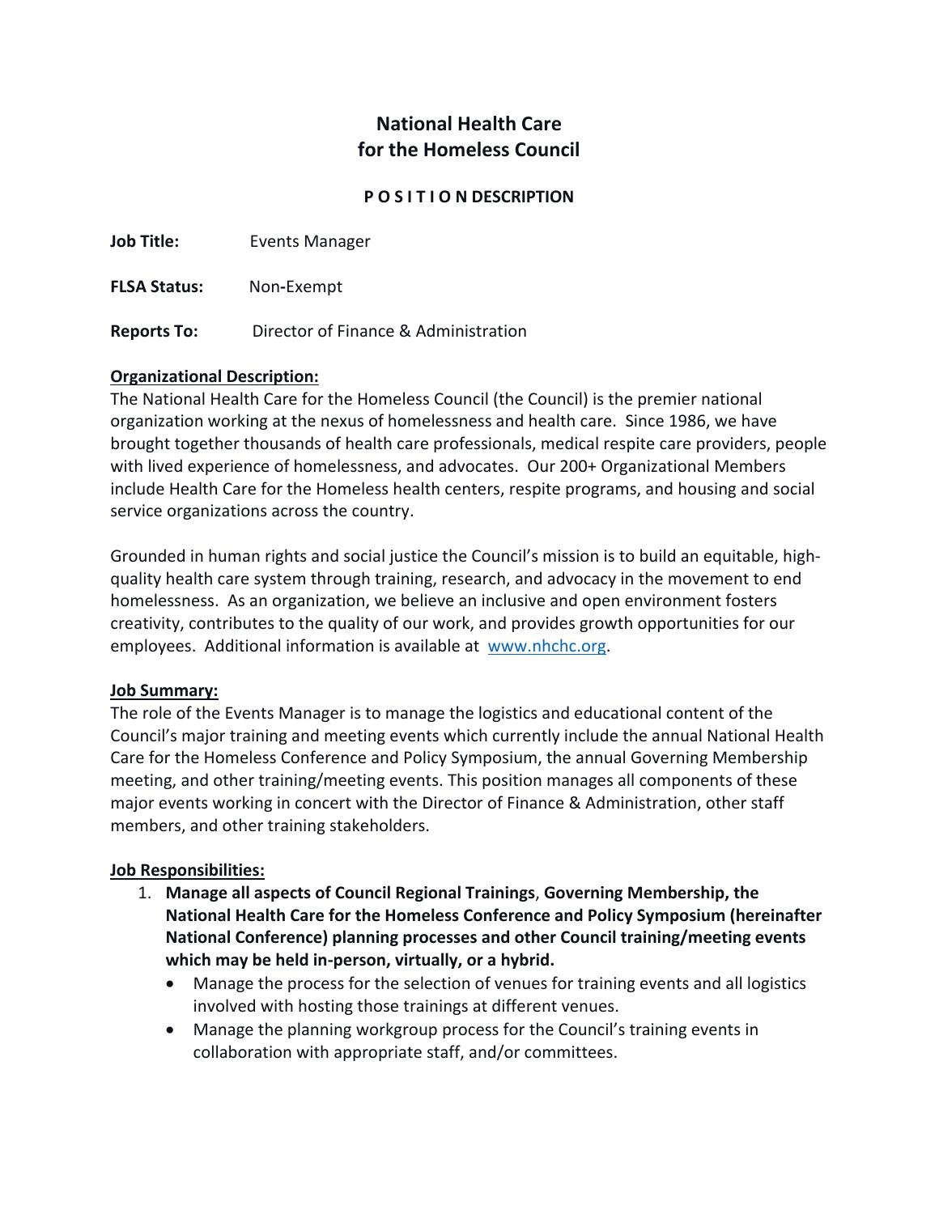# National Health Care for the Homeless Council

## P O S I T I O N DESCRIPTION

**Job Title:** Events Manager

**FLSA Status:** Non-Exempt

**Reports To:** Director of Finance & Administration

**Organizational Description:**

The National Health Care for the Homeless Council (the Council) is the premier national organization working at the nexus of homelessness and health care. Since 1986, we have brought together thousands of health care professionals, medical respite care providers, people with lived experience of homelessness, and advocates. Our 200+ Organizational Members include Health Care for the Homeless health centers, respite programs, and housing and social service organizations across the country.

Grounded in human rights and social justice the Council's mission is to build an equitable, high-quality health care system through training, research, and advocacy in the movement to end homelessness. As an organization, we believe an inclusive and open environment fosters creativity, contributes to the quality of our work, and provides growth opportunities for our employees. Additional information is available at [www.nhchc.org](http://www.nhchc.org).

**Job Summary:**

The role of the Events Manager is to manage the logistics and educational content of the Council's major training and meeting events which currently include the annual National Health Care for the Homeless Conference and Policy Symposium, the annual Governing Membership meeting, and other training/meeting events. This position manages all components of these major events working in concert with the Director of Finance & Administration, other staff members, and other training stakeholders.

**Job Responsibilities:**

1. **Manage all aspects of Council Regional Trainings**, **Governing Membership, the National Health Care for the Homeless Conference and Policy Symposium (hereinafter National Conference) planning processes and other Council training/meeting events which may be held in-person, virtually, or a hybrid.**
   - Manage the process for the selection of venues for training events and all logistics involved with hosting those trainings at different venues.
   - Manage the planning workgroup process for the Council's training events in collaboration with appropriate staff, and/or committees.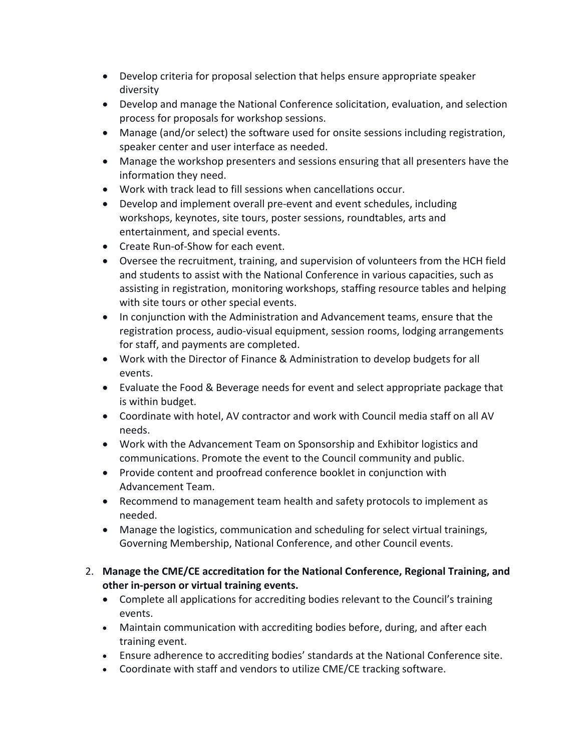- Develop criteria for proposal selection that helps ensure appropriate speaker diversity
- Develop and manage the National Conference solicitation, evaluation, and selection process for proposals for workshop sessions.
- Manage (and/or select) the software used for onsite sessions including registration, speaker center and user interface as needed.
- Manage the workshop presenters and sessions ensuring that all presenters have the information they need.
- Work with track lead to fill sessions when cancellations occur.
- Develop and implement overall pre-event and event schedules, including workshops, keynotes, site tours, poster sessions, roundtables, arts and entertainment, and special events.
- Create Run-of-Show for each event.
- Oversee the recruitment, training, and supervision of volunteers from the HCH field and students to assist with the National Conference in various capacities, such as assisting in registration, monitoring workshops, staffing resource tables and helping with site tours or other special events.
- In conjunction with the Administration and Advancement teams, ensure that the registration process, audio-visual equipment, session rooms, lodging arrangements for staff, and payments are completed.
- Work with the Director of Finance & Administration to develop budgets for all events.
- Evaluate the Food & Beverage needs for event and select appropriate package that is within budget.
- Coordinate with hotel, AV contractor and work with Council media staff on all AV needs.
- Work with the Advancement Team on Sponsorship and Exhibitor logistics and communications. Promote the event to the Council community and public.
- Provide content and proofread conference booklet in conjunction with Advancement Team.
- Recommend to management team health and safety protocols to implement as needed.
- Manage the logistics, communication and scheduling for select virtual trainings, Governing Membership, National Conference, and other Council events.

2. **Manage the CME/CE accreditation for the National Conference, Regional Training, and other in-person or virtual training events.**
   - Complete all applications for accrediting bodies relevant to the Council's training events.
   - Maintain communication with accrediting bodies before, during, and after each training event.
   - Ensure adherence to accrediting bodies' standards at the National Conference site.
   - Coordinate with staff and vendors to utilize CME/CE tracking software.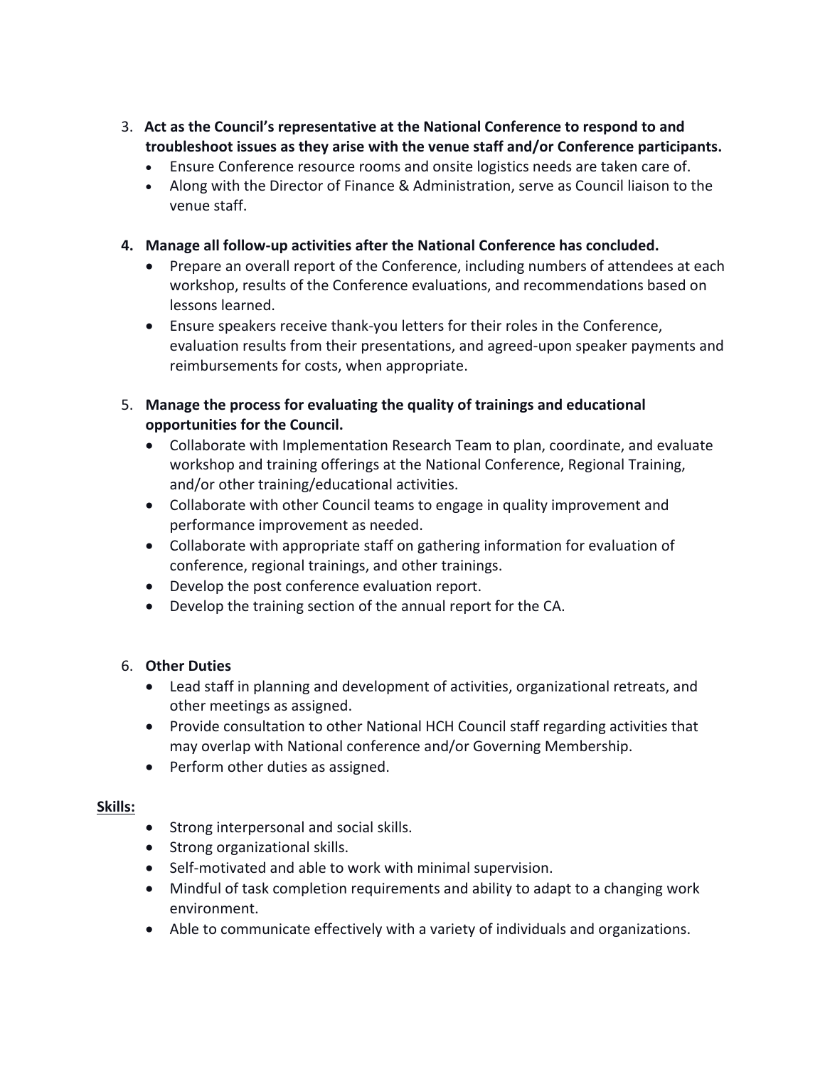3. **Act as the Council's representative at the National Conference to respond to and troubleshoot issues as they arise with the venue staff and/or Conference participants.**
   - Ensure Conference resource rooms and onsite logistics needs are taken care of.
   - Along with the Director of Finance & Administration, serve as Council liaison to the venue staff.

4. **Manage all follow-up activities after the National Conference has concluded.**
   - Prepare an overall report of the Conference, including numbers of attendees at each workshop, results of the Conference evaluations, and recommendations based on lessons learned.
   - Ensure speakers receive thank-you letters for their roles in the Conference, evaluation results from their presentations, and agreed-upon speaker payments and reimbursements for costs, when appropriate.

5. **Manage the process for evaluating the quality of trainings and educational opportunities for the Council.**
   - Collaborate with Implementation Research Team to plan, coordinate, and evaluate workshop and training offerings at the National Conference, Regional Training, and/or other training/educational activities.
   - Collaborate with other Council teams to engage in quality improvement and performance improvement as needed.
   - Collaborate with appropriate staff on gathering information for evaluation of conference, regional trainings, and other trainings.
   - Develop the post conference evaluation report.
   - Develop the training section of the annual report for the CA.

6. **Other Duties**
   - Lead staff in planning and development of activities, organizational retreats, and other meetings as assigned.
   - Provide consultation to other National HCH Council staff regarding activities that may overlap with National conference and/or Governing Membership.
   - Perform other duties as assigned.

**Skills:**

- Strong interpersonal and social skills.
- Strong organizational skills.
- Self-motivated and able to work with minimal supervision.
- Mindful of task completion requirements and ability to adapt to a changing work environment.
- Able to communicate effectively with a variety of individuals and organizations.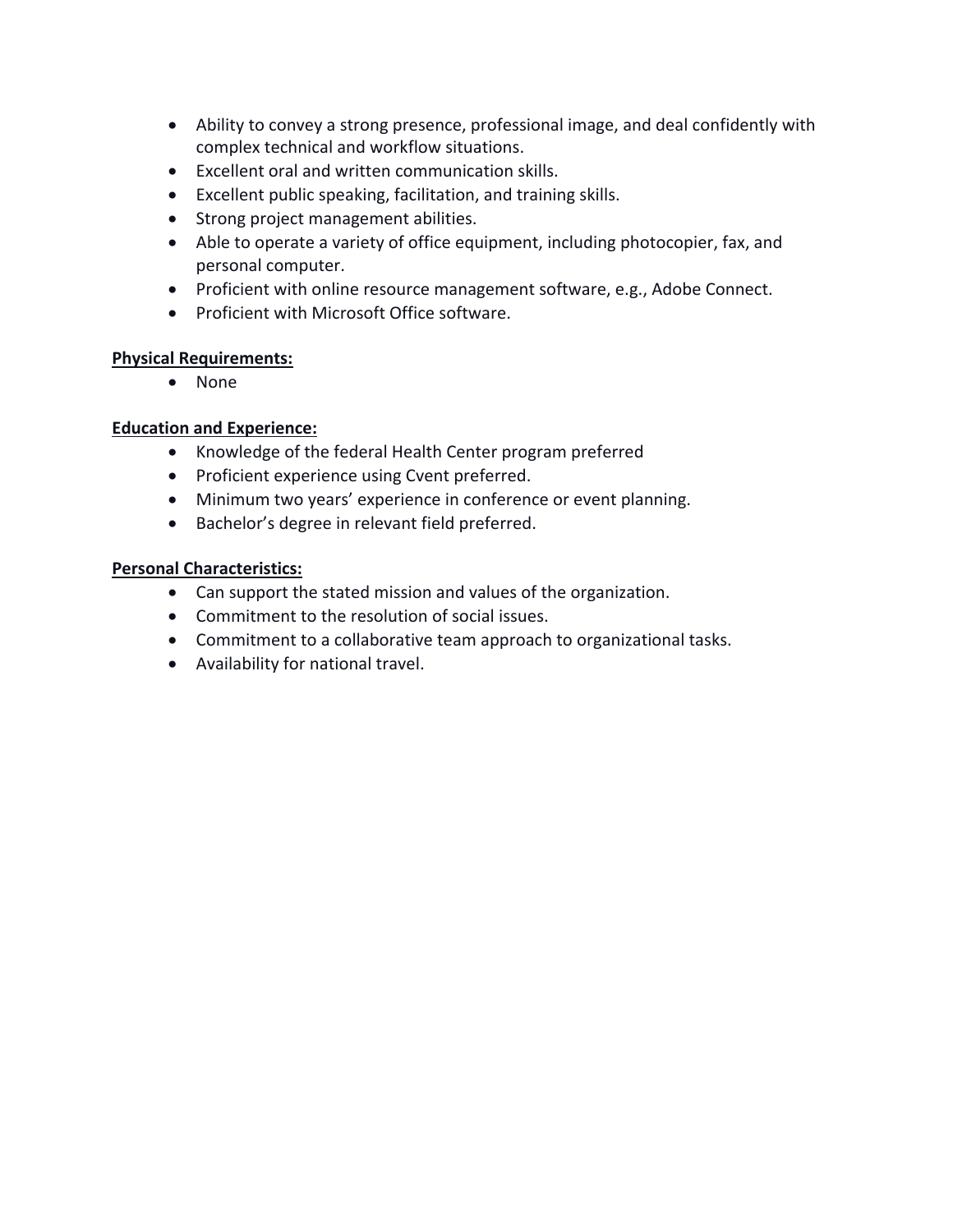- Ability to convey a strong presence, professional image, and deal confidently with complex technical and workflow situations.
- Excellent oral and written communication skills.
- Excellent public speaking, facilitation, and training skills.
- Strong project management abilities.
- Able to operate a variety of office equipment, including photocopier, fax, and personal computer.
- Proficient with online resource management software, e.g., Adobe Connect.
- Proficient with Microsoft Office software.

**Physical Requirements:**

- None

**Education and Experience:**

- Knowledge of the federal Health Center program preferred
- Proficient experience using Cvent preferred.
- Minimum two years' experience in conference or event planning.
- Bachelor's degree in relevant field preferred.

**Personal Characteristics:**

- Can support the stated mission and values of the organization.
- Commitment to the resolution of social issues.
- Commitment to a collaborative team approach to organizational tasks.
- Availability for national travel.